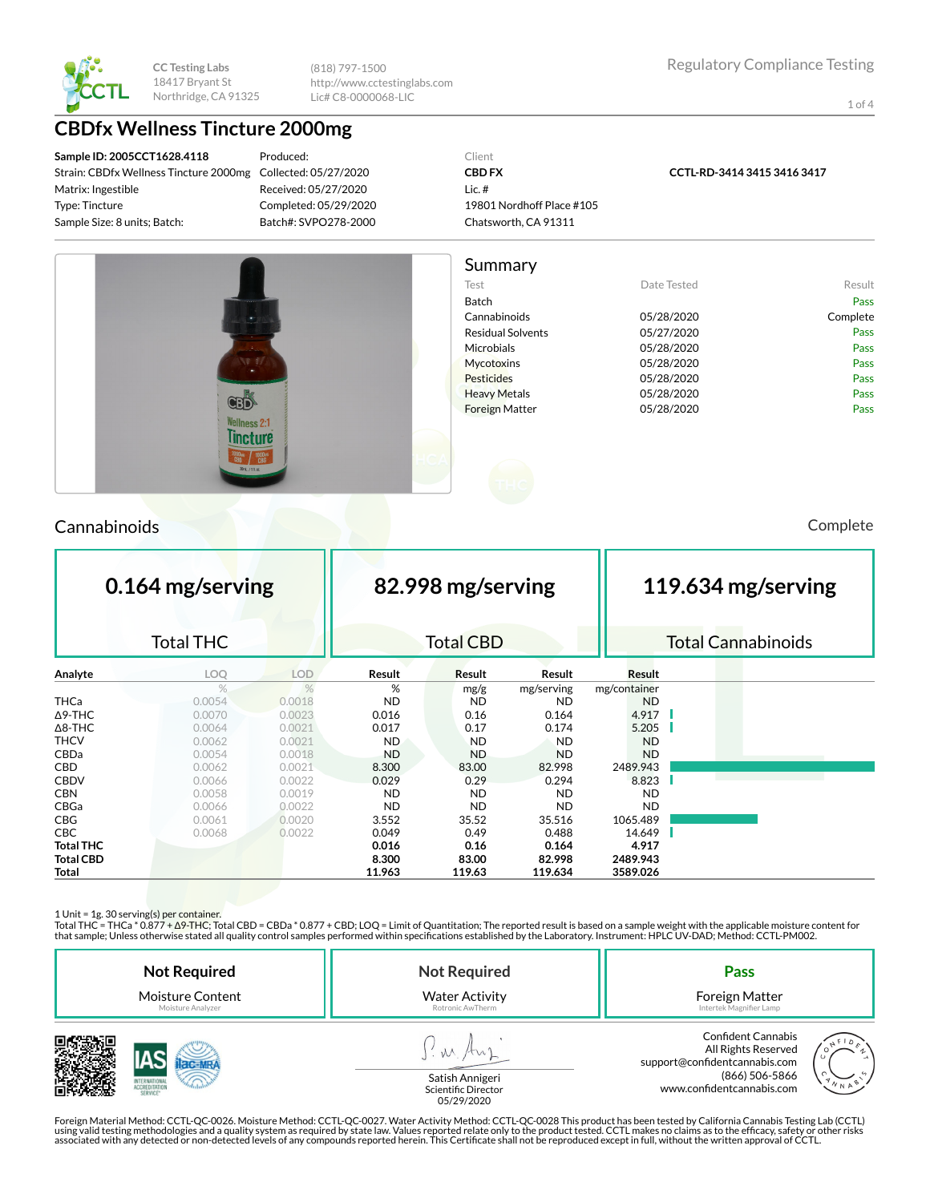CC Testing Labs
18417 Bryant St
Northridge, CA 91325

(818) 797-1500
http://www.cctestinglabs.com
Lic# C8-0000068-LIC

Regulatory Compliance Testing

# CBDfx Wellness Tincture 2000mg

**Sample ID: 2005CCT1628.4118**
Strain: CBDfx Wellness Tincture 2000mg
Matrix: Ingestible
Type: Tincture
Sample Size: 8 units; Batch:

Produced:
Collected: 05/27/2020
Received: 05/27/2020
Completed: 05/29/2020
Batch#: SVPO278-2000

Client
**CBD FX**
Lic. #
19801 Nordhoff Place #105
Chatsworth, CA 91311

**CCTL-RD-3414 3415 3416 3417**

## Summary

| Test | Date Tested | Result |
|---|---|---|
| Batch | | Pass |
| Cannabinoids | 05/28/2020 | Complete |
| Residual Solvents | 05/27/2020 | Pass |
| Microbials | 05/28/2020 | Pass |
| Mycotoxins | 05/28/2020 | Pass |
| Pesticides | 05/28/2020 | Pass |
| Heavy Metals | 05/28/2020 | Pass |
| Foreign Matter | 05/28/2020 | Pass |

## Cannabinoids

Complete

| 0.164 mg/serving | 82.998 mg/serving | 119.634 mg/serving |
|---|---|---|
| Total THC | Total CBD | Total Cannabinoids |

| Analyte | LOQ | LOD | Result | Result | Result | Result |
|---|---|---|---|---|---|---|
| | % | % | % | mg/g | mg/serving | mg/container |
| THCa | 0.0054 | 0.0018 | ND | ND | ND | ND |
| Δ9-THC | 0.0070 | 0.0023 | 0.016 | 0.16 | 0.164 | 4.917 |
| Δ8-THC | 0.0064 | 0.0021 | 0.017 | 0.17 | 0.174 | 5.205 |
| THCV | 0.0062 | 0.0021 | ND | ND | ND | ND |
| CBDa | 0.0054 | 0.0018 | ND | ND | ND | ND |
| CBD | 0.0062 | 0.0021 | 8.300 | 83.00 | 82.998 | 2489.943 |
| CBDV | 0.0066 | 0.0022 | 0.029 | 0.29 | 0.294 | 8.823 |
| CBN | 0.0058 | 0.0019 | ND | ND | ND | ND |
| CBGa | 0.0066 | 0.0022 | ND | ND | ND | ND |
| CBG | 0.0061 | 0.0020 | 3.552 | 35.52 | 35.516 | 1065.489 |
| CBC | 0.0068 | 0.0022 | 0.049 | 0.49 | 0.488 | 14.649 |
| **Total THC** | | | **0.016** | **0.16** | **0.164** | **4.917** |
| **Total CBD** | | | **8.300** | **83.00** | **82.998** | **2489.943** |
| **Total** | | | **11.963** | **119.63** | **119.634** | **3589.026** |

1 Unit = 1g. 30 serving(s) per container.
Total THC = THCa * 0.877 + Δ9-THC; Total CBD = CBDa * 0.877 + CBD; LOQ = Limit of Quantitation; The reported result is based on a sample weight with the applicable moisture content for that sample; Unless otherwise stated all quality control samples performed within specifications established by the Laboratory. Instrument: HPLC UV-DAD; Method: CCTL-PM002.

| Not Required | Not Required | Pass |
|---|---|---|
| Moisture Content | Water Activity | Foreign Matter |
| Moisture Analyzer | Rotronic AwTherm | Intertek Magnifier Lamp |

Satish Annigeri
Scientific Director
05/29/2020

Confident Cannabis
All Rights Reserved
support@confidentcannabis.com
(866) 506-5866
www.confidentcannabis.com

Foreign Material Method: CCTL-QC-0026. Moisture Method: CCTL-QC-0027. Water Activity Method: CCTL-QC-0028 This product has been tested by California Cannabis Testing Lab (CCTL) using valid testing methodologies and a quality system as required by state law. Values reported relate only to the product tested. CCTL makes no claims as to the efficacy, safety or other risks associated with any detected or non-detected levels of any compounds reported herein. This Certificate shall not be reproduced except in full, without the written approval of CCTL.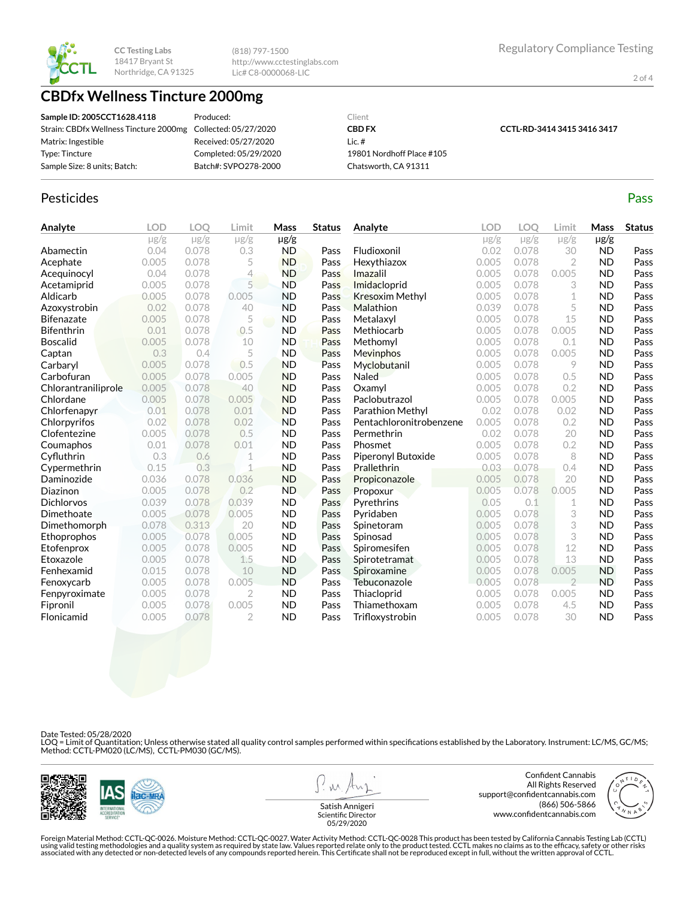CC Testing Labs
18417 Bryant St
Northridge, CA 91325

(818) 797-1500
http://www.cctestinglabs.com
Lic# C8-0000068-LIC

Regulatory Compliance Testing

# CBDfx Wellness Tincture 2000mg

**Sample ID: 2005CCT1628.4118**
Strain: CBDfx Wellness Tincture 2000mg
Matrix: Ingestible
Type: Tincture
Sample Size: 8 units; Batch:

Produced:
Collected: 05/27/2020
Received: 05/27/2020
Completed: 05/29/2020
Batch#: SVPO278-2000

Client
**CBD FX**
Lic. #
19801 Nordhoff Place #105
Chatsworth, CA 91311

**CCTL-RD-3414 3415 3416 3417**

## Pesticides

Pass

| Analyte | LOD | LOQ | Limit | Mass | Status |
|---|---|---|---|---|---|
| | μg/g | μg/g | μg/g | μg/g | |
| Abamectin | 0.04 | 0.078 | 0.3 | ND | Pass |
| Acephate | 0.005 | 0.078 | 5 | ND | Pass |
| Acequinocyl | 0.04 | 0.078 | 4 | ND | Pass |
| Acetamiprid | 0.005 | 0.078 | 5 | ND | Pass |
| Aldicarb | 0.005 | 0.078 | 0.005 | ND | Pass |
| Azoxystrobin | 0.02 | 0.078 | 40 | ND | Pass |
| Bifenazate | 0.005 | 0.078 | 5 | ND | Pass |
| Bifenthrin | 0.01 | 0.078 | 0.5 | ND | Pass |
| Boscalid | 0.005 | 0.078 | 10 | ND | Pass |
| Captan | 0.3 | 0.4 | 5 | ND | Pass |
| Carbaryl | 0.005 | 0.078 | 0.5 | ND | Pass |
| Carbofuran | 0.005 | 0.078 | 0.005 | ND | Pass |
| Chlorantraniliprole | 0.005 | 0.078 | 40 | ND | Pass |
| Chlordane | 0.005 | 0.078 | 0.005 | ND | Pass |
| Chlorfenapyr | 0.01 | 0.078 | 0.01 | ND | Pass |
| Chlorpyrifos | 0.02 | 0.078 | 0.02 | ND | Pass |
| Clofentezine | 0.005 | 0.078 | 0.5 | ND | Pass |
| Coumaphos | 0.01 | 0.078 | 0.01 | ND | Pass |
| Cyfluthrin | 0.3 | 0.6 | 1 | ND | Pass |
| Cypermethrin | 0.15 | 0.3 | 1 | ND | Pass |
| Daminozide | 0.036 | 0.078 | 0.036 | ND | Pass |
| Diazinon | 0.005 | 0.078 | 0.2 | ND | Pass |
| Dichlorvos | 0.039 | 0.078 | 0.039 | ND | Pass |
| Dimethoate | 0.005 | 0.078 | 0.005 | ND | Pass |
| Dimethomorph | 0.078 | 0.313 | 20 | ND | Pass |
| Ethoprophos | 0.005 | 0.078 | 0.005 | ND | Pass |
| Etofenprox | 0.005 | 0.078 | 0.005 | ND | Pass |
| Etoxazole | 0.005 | 0.078 | 1.5 | ND | Pass |
| Fenhexamid | 0.015 | 0.078 | 10 | ND | Pass |
| Fenoxycarb | 0.005 | 0.078 | 0.005 | ND | Pass |
| Fenpyroximate | 0.005 | 0.078 | 2 | ND | Pass |
| Fipronil | 0.005 | 0.078 | 0.005 | ND | Pass |
| Flonicamid | 0.005 | 0.078 | 2 | ND | Pass |
| Fludioxonil | 0.02 | 0.078 | 30 | ND | Pass |
| Hexythiazox | 0.005 | 0.078 | 2 | ND | Pass |
| Imazalil | 0.005 | 0.078 | 0.005 | ND | Pass |
| Imidacloprid | 0.005 | 0.078 | 3 | ND | Pass |
| Kresoxim Methyl | 0.005 | 0.078 | 1 | ND | Pass |
| Malathion | 0.039 | 0.078 | 5 | ND | Pass |
| Metalaxyl | 0.005 | 0.078 | 15 | ND | Pass |
| Methiocarb | 0.005 | 0.078 | 0.005 | ND | Pass |
| Methomyl | 0.005 | 0.078 | 0.1 | ND | Pass |
| Mevinphos | 0.005 | 0.078 | 0.005 | ND | Pass |
| Myclobutanil | 0.005 | 0.078 | 9 | ND | Pass |
| Naled | 0.005 | 0.078 | 0.5 | ND | Pass |
| Oxamyl | 0.005 | 0.078 | 0.2 | ND | Pass |
| Paclobutrazol | 0.005 | 0.078 | 0.005 | ND | Pass |
| Parathion Methyl | 0.02 | 0.078 | 0.02 | ND | Pass |
| Pentachloronitrobenzene | 0.005 | 0.078 | 0.2 | ND | Pass |
| Permethrin | 0.02 | 0.078 | 20 | ND | Pass |
| Phosmet | 0.005 | 0.078 | 0.2 | ND | Pass |
| Piperonyl Butoxide | 0.005 | 0.078 | 8 | ND | Pass |
| Prallethrin | 0.03 | 0.078 | 0.4 | ND | Pass |
| Propiconazole | 0.005 | 0.078 | 20 | ND | Pass |
| Propoxur | 0.005 | 0.078 | 0.005 | ND | Pass |
| Pyrethrins | 0.05 | 0.1 | 1 | ND | Pass |
| Pyridaben | 0.005 | 0.078 | 3 | ND | Pass |
| Spinetoram | 0.005 | 0.078 | 3 | ND | Pass |
| Spinosad | 0.005 | 0.078 | 3 | ND | Pass |
| Spiromesifen | 0.005 | 0.078 | 12 | ND | Pass |
| Spirotetramat | 0.005 | 0.078 | 13 | ND | Pass |
| Spiroxamine | 0.005 | 0.078 | 0.005 | ND | Pass |
| Tebuconazole | 0.005 | 0.078 | 2 | ND | Pass |
| Thiacloprid | 0.005 | 0.078 | 0.005 | ND | Pass |
| Thiamethoxam | 0.005 | 0.078 | 4.5 | ND | Pass |
| Trifloxystrobin | 0.005 | 0.078 | 30 | ND | Pass |

Date Tested: 05/28/2020
LOQ = Limit of Quantitation; Unless otherwise stated all quality control samples performed within specifications established by the Laboratory. Instrument: LC/MS, GC/MS; Method: CCTL-PM020 (LC/MS), CCTL-PM030 (GC/MS).

Satish Annigeri
Scientific Director
05/29/2020

Confident Cannabis
All Rights Reserved
support@confidentcannabis.com
(866) 506-5866
www.confidentcannabis.com

Foreign Material Method: CCTL-QC-0026. Moisture Method: CCTL-QC-0027. Water Activity Method: CCTL-QC-0028 This product has been tested by California Cannabis Testing Lab (CCTL) using valid testing methodologies and a quality system as required by state law. Values reported relate only to the product tested. CCTL makes no claims as to the efficacy, safety or other risks associated with any detected or non-detected levels of any compounds reported herein. This Certificate shall not be reproduced except in full, without the written approval of CCTL.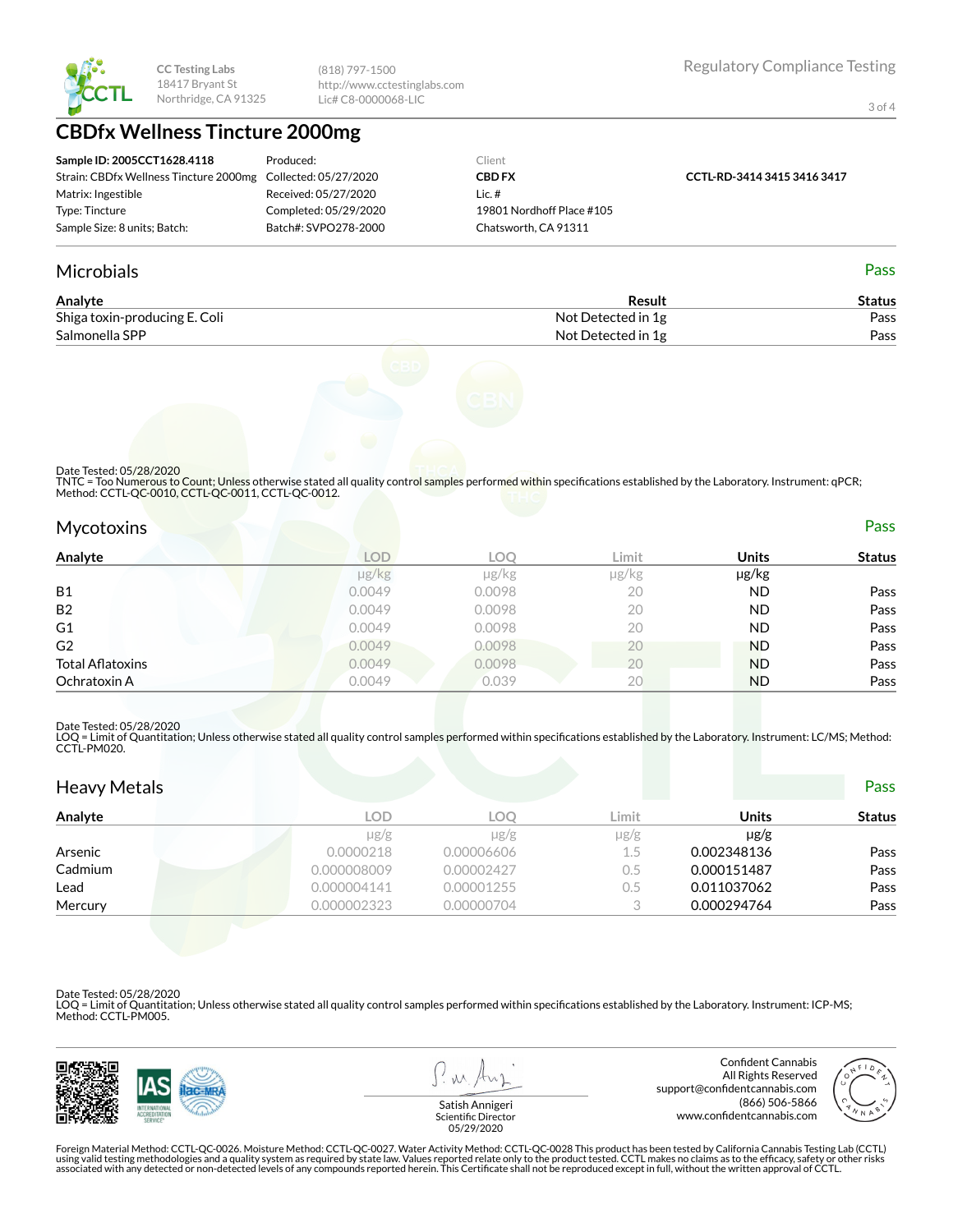CC Testing Labs
18417 Bryant St
Northridge, CA 91325

(818) 797-1500
http://www.cctestinglabs.com
Lic# C8-0000068-LIC

Regulatory Compliance Testing

# CBDfx Wellness Tincture 2000mg

| | | | |
|---|---|---|---|
| **Sample ID: 2005CCT1628.4118** | Produced: | Client | |
| Strain: CBDfx Wellness Tincture 2000mg | Collected: 05/27/2020 | **CBD FX** | **CCTL-RD-3414 3415 3416 3417** |
| Matrix: Ingestible | Received: 05/27/2020 | Lic. # | |
| Type: Tincture | Completed: 05/29/2020 | 19801 Nordhoff Place #105 | |
| Sample Size: 8 units; Batch: | Batch#: SVPO278-2000 | Chatsworth, CA 91311 | |

## Microbials

Pass

| Analyte | Result | Status |
|---|---|---|
| Shiga toxin-producing E. Coli | Not Detected in 1g | Pass |
| Salmonella SPP | Not Detected in 1g | Pass |

Date Tested: 05/28/2020
TNTC = Too Numerous to Count; Unless otherwise stated all quality control samples performed within specifications established by the Laboratory. Instrument: qPCR; Method: CCTL-QC-0010, CCTL-QC-0011, CCTL-QC-0012.

## Mycotoxins

Pass

| Analyte | LOD | LOQ | Limit | Units | Status |
|---|---|---|---|---|---|
| | μg/kg | μg/kg | μg/kg | μg/kg | |
| B1 | 0.0049 | 0.0098 | 20 | ND | Pass |
| B2 | 0.0049 | 0.0098 | 20 | ND | Pass |
| G1 | 0.0049 | 0.0098 | 20 | ND | Pass |
| G2 | 0.0049 | 0.0098 | 20 | ND | Pass |
| Total Aflatoxins | 0.0049 | 0.0098 | 20 | ND | Pass |
| Ochratoxin A | 0.0049 | 0.039 | 20 | ND | Pass |

Date Tested: 05/28/2020
LOQ = Limit of Quantitation; Unless otherwise stated all quality control samples performed within specifications established by the Laboratory. Instrument: LC/MS; Method: CCTL-PM020.

## Heavy Metals

Pass

| Analyte | LOD | LOQ | Limit | Units | Status |
|---|---|---|---|---|---|
| | μg/g | μg/g | μg/g | μg/g | |
| Arsenic | 0.0000218 | 0.00006606 | 1.5 | 0.002348136 | Pass |
| Cadmium | 0.000008009 | 0.00002427 | 0.5 | 0.000151487 | Pass |
| Lead | 0.000004141 | 0.00001255 | 0.5 | 0.011037062 | Pass |
| Mercury | 0.000002323 | 0.00000704 | 3 | 0.000294764 | Pass |

Date Tested: 05/28/2020
LOQ = Limit of Quantitation; Unless otherwise stated all quality control samples performed within specifications established by the Laboratory. Instrument: ICP-MS; Method: CCTL-PM005.

Satish Annigeri
Scientific Director
05/29/2020

Confident Cannabis
All Rights Reserved
support@confidentcannabis.com
(866) 506-5866
www.confidentcannabis.com

Foreign Material Method: CCTL-QC-0026. Moisture Method: CCTL-QC-0027. Water Activity Method: CCTL-QC-0028 This product has been tested by California Cannabis Testing Lab (CCTL) using valid testing methodologies and a quality system as required by state law. Values reported relate only to the product tested. CCTL makes no claims as to the efficacy, safety or other risks associated with any detected or non-detected levels of any compounds reported herein. This Certificate shall not be reproduced except in full, without the written approval of CCTL.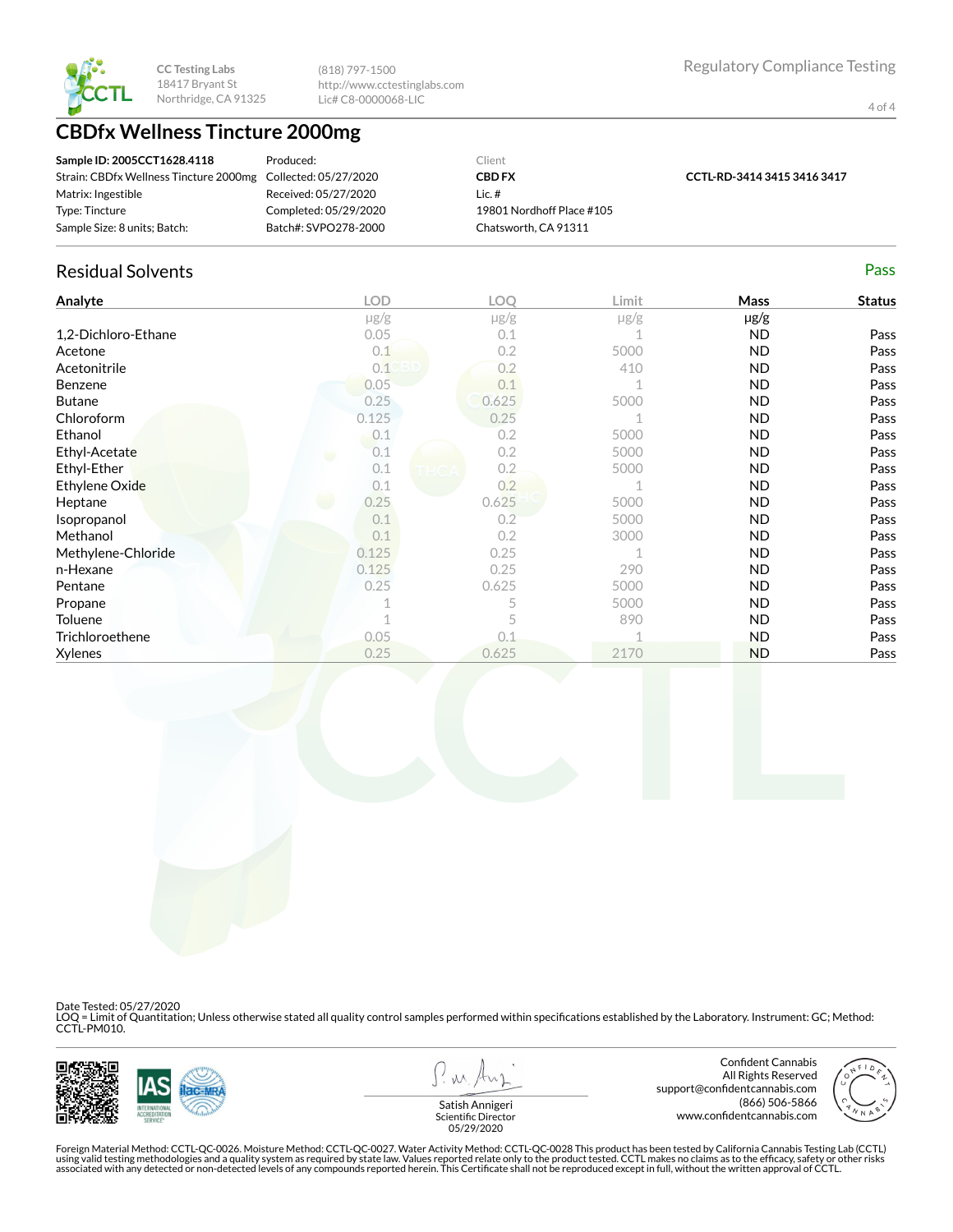CC Testing Labs
18417 Bryant St
Northridge, CA 91325

(818) 797-1500
http://www.cctestinglabs.com
Lic# C8-0000068-LIC

Regulatory Compliance Testing

# CBDfx Wellness Tincture 2000mg

| | | | |
|---|---|---|---|
| **Sample ID: 2005CCT1628.4118** | Produced: | Client | |
| Strain: CBDfx Wellness Tincture 2000mg | Collected: 05/27/2020 | **CBD FX** | **CCTL-RD-3414 3415 3416 3417** |
| Matrix: Ingestible | Received: 05/27/2020 | Lic. # | |
| Type: Tincture | Completed: 05/29/2020 | 19801 Nordhoff Place #105 | |
| Sample Size: 8 units; Batch: | Batch#: SVPO278-2000 | Chatsworth, CA 91311 | |

## Residual Solvents

Pass

| Analyte | LOD | LOQ | Limit | Mass | Status |
|---|---|---|---|---|---|
| | µg/g | µg/g | µg/g | µg/g | |
| 1,2-Dichloro-Ethane | 0.05 | 0.1 | 1 | ND | Pass |
| Acetone | 0.1 | 0.2 | 5000 | ND | Pass |
| Acetonitrile | 0.1 | 0.2 | 410 | ND | Pass |
| Benzene | 0.05 | 0.1 | 1 | ND | Pass |
| Butane | 0.25 | 0.625 | 5000 | ND | Pass |
| Chloroform | 0.125 | 0.25 | 1 | ND | Pass |
| Ethanol | 0.1 | 0.2 | 5000 | ND | Pass |
| Ethyl-Acetate | 0.1 | 0.2 | 5000 | ND | Pass |
| Ethyl-Ether | 0.1 | 0.2 | 5000 | ND | Pass |
| Ethylene Oxide | 0.1 | 0.2 | 1 | ND | Pass |
| Heptane | 0.25 | 0.625 | 5000 | ND | Pass |
| Isopropanol | 0.1 | 0.2 | 5000 | ND | Pass |
| Methanol | 0.1 | 0.2 | 3000 | ND | Pass |
| Methylene-Chloride | 0.125 | 0.25 | 1 | ND | Pass |
| n-Hexane | 0.125 | 0.25 | 290 | ND | Pass |
| Pentane | 0.25 | 0.625 | 5000 | ND | Pass |
| Propane | 1 | 5 | 5000 | ND | Pass |
| Toluene | 1 | 5 | 890 | ND | Pass |
| Trichloroethene | 0.05 | 0.1 | 1 | ND | Pass |
| Xylenes | 0.25 | 0.625 | 2170 | ND | Pass |

Date Tested: 05/27/2020
LOQ = Limit of Quantitation; Unless otherwise stated all quality control samples performed within specifications established by the Laboratory. Instrument: GC; Method: CCTL-PM010.

Satish Annigeri
Scientific Director
05/29/2020

Confident Cannabis
All Rights Reserved
support@confidentcannabis.com
(866) 506-5866
www.confidentcannabis.com

Foreign Material Method: CCTL-QC-0026. Moisture Method: CCTL-QC-0027. Water Activity Method: CCTL-QC-0028 This product has been tested by California Cannabis Testing Lab (CCTL) using valid testing methodologies and a quality system as required by state law. Values reported relate only to the product tested. CCTL makes no claims as to the efficacy, safety or other risks associated with any detected or non-detected levels of any compounds reported herein. This Certificate shall not be reproduced except in full, without the written approval of CCTL.